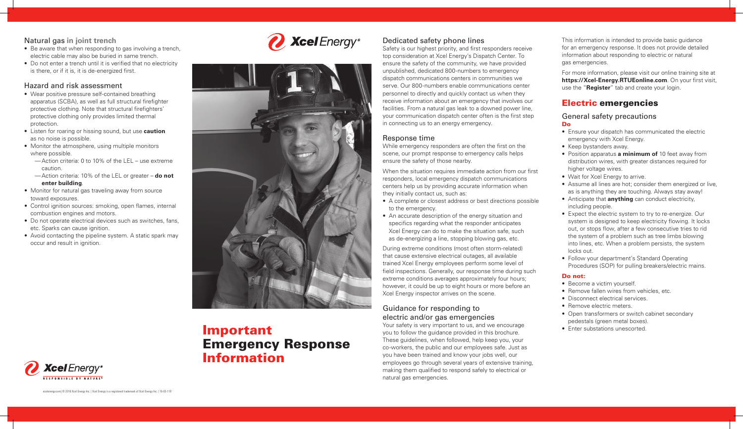## Natural gas in joint trench

- Be aware that when responding to gas involving a trench, electric cable may also be buried in same trench.
- Do not enter a trench until it is verified that no electricity is there, or if it is, it is de-energized first.

## Hazard and risk assessment

- Wear positive pressure self-contained breathing apparatus (SCBA), as well as full structural firefighter protective clothing. Note that structural firefighters' protective clothing only provides limited thermal protection.
- Listen for roaring or hissing sound, but use **caution** as no noise is possible.
- Monitor the atmosphere, using multiple monitors where possible.
  - Action criteria: 0 to 10% of the LEL – use extreme caution.
  - Action criteria: 10% of the LEL or greater – **do not enter building**.
- Monitor for natural gas traveling away from source toward exposures.
- Control ignition sources: smoking, open flames, internal combustion engines and motors.
- Do not operate electrical devices such as switches, fans, etc. Sparks can cause ignition.
- Avoid contacting the pipeline system. A static spark may occur and result in ignition.

xcelenergy.com | © 2018 Xcel Energy Inc. | Xcel Energy is a registered trademark of Xcel Energy Inc. | 18-03-118

Xcel Energy®

RESPONSIBLE BY NATURE®

# Important Emergency Response Information

## Dedicated safety phone lines

Safety is our highest priority, and first responders receive top consideration at Xcel Energy's Dispatch Center. To ensure the safety of the community, we have provided unpublished, dedicated 800-numbers to emergency dispatch communications centers in communities we serve. Our 800-numbers enable communications center personnel to directly and quickly contact us when they receive information about an emergency that involves our facilities. From a natural gas leak to a downed power line, your communication dispatch center often is the first step in connecting us to an energy emergency.

## Response time

While emergency responders are often the first on the scene, our prompt response to emergency calls helps ensure the safety of those nearby.

When the situation requires immediate action from our first responders, local emergency dispatch communications centers help us by providing accurate information when they initially contact us, such as:

- A complete or closest address or best directions possible to the emergency.
- An accurate description of the energy situation and specifics regarding what the responder anticipates Xcel Energy can do to make the situation safe, such as de-energizing a line, stopping blowing gas, etc.

During extreme conditions (most often storm-related) that cause extensive electrical outages, all available trained Xcel Energy employees perform some level of field inspections. Generally, our response time during such extreme conditions averages approximately four hours; however, it could be up to eight hours or more before an Xcel Energy inspector arrives on the scene.

## Guidance for responding to electric and/or gas emergencies

Your safety is very important to us, and we encourage you to follow the guidance provided in this brochure. These guidelines, when followed, help keep you, your co-workers, the public and our employees safe. Just as you have been trained and know your jobs well, our employees go through several years of extensive training, making them qualified to respond safely to electrical or natural gas emergencies.

This information is intended to provide basic guidance for an emergency response. It does not provide detailed information about responding to electric or natural gas emergencies.

For more information, please visit our online training site at **https://Xcel-Energy.RTUEonline.com**. On your first visit, use the "**Register**" tab and create your login.

# Electric emergencies

## General safety precautions

**Do**

- Ensure your dispatch has communicated the electric emergency with Xcel Energy.
- Keep bystanders away.
- Position apparatus **a minimum of** 10 feet away from distribution wires, with greater distances required for higher voltage wires.
- Wait for Xcel Energy to arrive.
- Assume all lines are hot; consider them energized or live, as is anything they are touching. Always stay away!
- Anticipate that **anything** can conduct electricity, including people.
- Expect the electric system to try to re-energize. Our system is designed to keep electricity flowing. It locks out, or stops flow, after a few consecutive tries to rid the system of a problem such as tree limbs blowing into lines, etc. When a problem persists, the system locks out.
- Follow your department's Standard Operating Procedures (SOP) for pulling breakers/electric mains.

**Do not:**

- Become a victim yourself.
- Remove fallen wires from vehicles, etc.
- Disconnect electrical services.
- Remove electric meters.
- Open transformers or switch cabinet secondary pedestals (green metal boxes).
- Enter substations unescorted.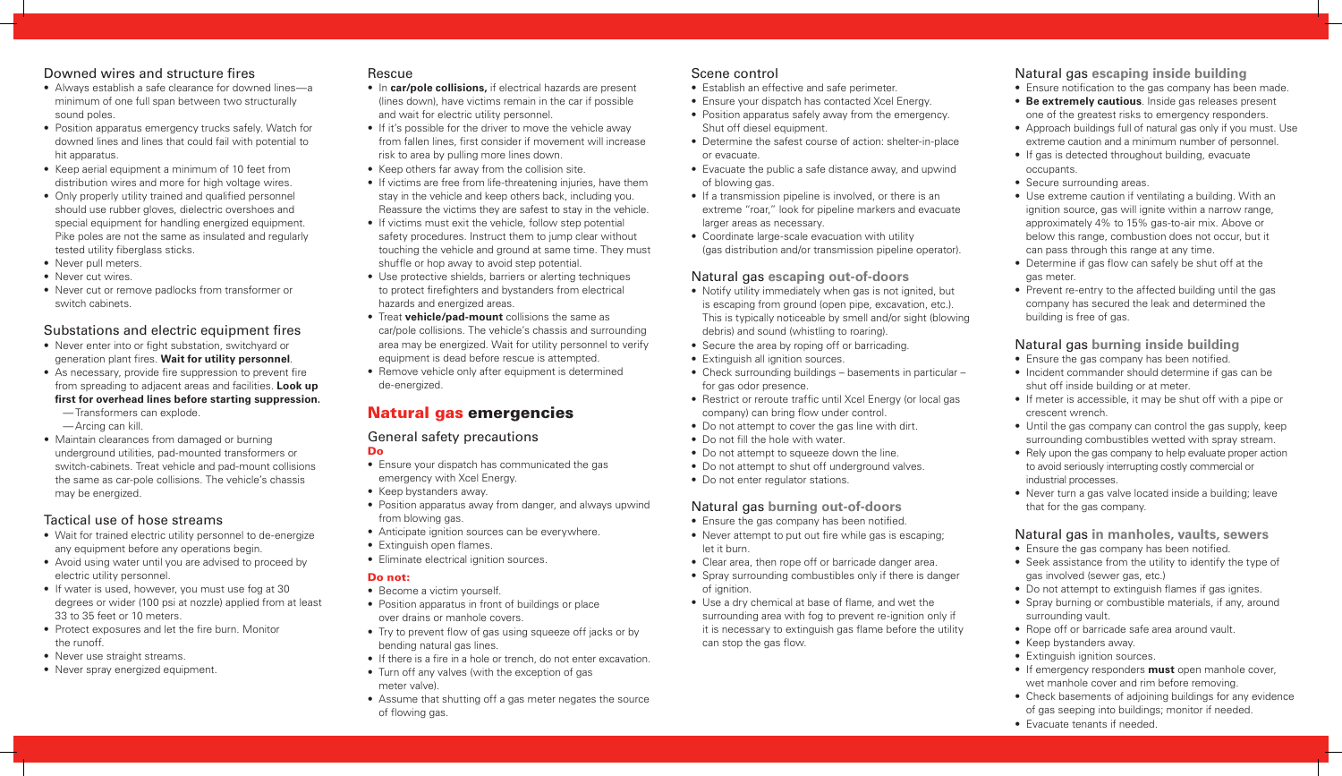### Downed wires and structure fires

- Always establish a safe clearance for downed lines—a minimum of one full span between two structurally sound poles.
- Position apparatus emergency trucks safely. Watch for downed lines and lines that could fail with potential to hit apparatus.
- Keep aerial equipment a minimum of 10 feet from distribution wires and more for high voltage wires.
- Only properly utility trained and qualified personnel should use rubber gloves, dielectric overshoes and special equipment for handling energized equipment. Pike poles are not the same as insulated and regularly tested utility fiberglass sticks.
- Never pull meters.
- Never cut wires.
- Never cut or remove padlocks from transformer or switch cabinets.

### Substations and electric equipment fires

- Never enter into or fight substation, switchyard or generation plant fires. **Wait for utility personnel**.
- As necessary, provide fire suppression to prevent fire from spreading to adjacent areas and facilities. **Look up first for overhead lines before starting suppression.**
  - Transformers can explode.
  - Arcing can kill.
- Maintain clearances from damaged or burning underground utilities, pad-mounted transformers or switch-cabinets. Treat vehicle and pad-mount collisions the same as car-pole collisions. The vehicle's chassis may be energized.

### Tactical use of hose streams

- Wait for trained electric utility personnel to de-energize any equipment before any operations begin.
- Avoid using water until you are advised to proceed by electric utility personnel.
- If water is used, however, you must use fog at 30 degrees or wider (100 psi at nozzle) applied from at least 33 to 35 feet or 10 meters.
- Protect exposures and let the fire burn. Monitor the runoff.
- Never use straight streams.
- Never spray energized equipment.

### Rescue

- In **car/pole collisions,** if electrical hazards are present (lines down), have victims remain in the car if possible and wait for electric utility personnel.
- If it's possible for the driver to move the vehicle away from fallen lines, first consider if movement will increase risk to area by pulling more lines down.
- Keep others far away from the collision site.
- If victims are free from life-threatening injuries, have them stay in the vehicle and keep others back, including you. Reassure the victims they are safest to stay in the vehicle.
- If victims must exit the vehicle, follow step potential safety procedures. Instruct them to jump clear without touching the vehicle and ground at same time. They must shuffle or hop away to avoid step potential.
- Use protective shields, barriers or alerting techniques to protect firefighters and bystanders from electrical hazards and energized areas.
- Treat **vehicle/pad-mount** collisions the same as car/pole collisions. The vehicle's chassis and surrounding area may be energized. Wait for utility personnel to verify equipment is dead before rescue is attempted.
- Remove vehicle only after equipment is determined de-energized.

## Natural gas emergencies

### General safety precautions

**Do**

- Ensure your dispatch has communicated the gas emergency with Xcel Energy.
- Keep bystanders away.
- Position apparatus away from danger, and always upwind from blowing gas.
- Anticipate ignition sources can be everywhere.
- Extinguish open flames.
- Eliminate electrical ignition sources.

**Do not:**

- Become a victim yourself.
- Position apparatus in front of buildings or place over drains or manhole covers.
- Try to prevent flow of gas using squeeze off jacks or by bending natural gas lines.
- If there is a fire in a hole or trench, do not enter excavation.
- Turn off any valves (with the exception of gas meter valve).
- Assume that shutting off a gas meter negates the source of flowing gas.

### Scene control

- Establish an effective and safe perimeter.
- Ensure your dispatch has contacted Xcel Energy.
- Position apparatus safely away from the emergency. Shut off diesel equipment.
- Determine the safest course of action: shelter-in-place or evacuate.
- Evacuate the public a safe distance away, and upwind of blowing gas.
- If a transmission pipeline is involved, or there is an extreme "roar," look for pipeline markers and evacuate larger areas as necessary.
- Coordinate large-scale evacuation with utility (gas distribution and/or transmission pipeline operator).

### Natural gas escaping out-of-doors

- Notify utility immediately when gas is not ignited, but is escaping from ground (open pipe, excavation, etc.). This is typically noticeable by smell and/or sight (blowing debris) and sound (whistling to roaring).
- Secure the area by roping off or barricading.
- Extinguish all ignition sources.
- Check surrounding buildings – basements in particular – for gas odor presence.
- Restrict or reroute traffic until Xcel Energy (or local gas company) can bring flow under control.
- Do not attempt to cover the gas line with dirt.
- Do not fill the hole with water.
- Do not attempt to squeeze down the line.
- Do not attempt to shut off underground valves.
- Do not enter regulator stations.

### Natural gas burning out-of-doors

- Ensure the gas company has been notified.
- Never attempt to put out fire while gas is escaping; let it burn.
- Clear area, then rope off or barricade danger area.
- Spray surrounding combustibles only if there is danger of ignition.
- Use a dry chemical at base of flame, and wet the surrounding area with fog to prevent re-ignition only if it is necessary to extinguish gas flame before the utility can stop the gas flow.

### Natural gas escaping inside building

- Ensure notification to the gas company has been made.
- **Be extremely cautious**. Inside gas releases present one of the greatest risks to emergency responders.
- Approach buildings full of natural gas only if you must. Use extreme caution and a minimum number of personnel.
- If gas is detected throughout building, evacuate occupants.
- Secure surrounding areas.
- Use extreme caution if ventilating a building. With an ignition source, gas will ignite within a narrow range, approximately 4% to 15% gas-to-air mix. Above or below this range, combustion does not occur, but it can pass through this range at any time.
- Determine if gas flow can safely be shut off at the gas meter.
- Prevent re-entry to the affected building until the gas company has secured the leak and determined the building is free of gas.

### Natural gas burning inside building

- Ensure the gas company has been notified.
- Incident commander should determine if gas can be shut off inside building or at meter.
- If meter is accessible, it may be shut off with a pipe or crescent wrench.
- Until the gas company can control the gas supply, keep surrounding combustibles wetted with spray stream.
- Rely upon the gas company to help evaluate proper action to avoid seriously interrupting costly commercial or industrial processes.
- Never turn a gas valve located inside a building; leave that for the gas company.

### Natural gas in manholes, vaults, sewers

- Ensure the gas company has been notified.
- Seek assistance from the utility to identify the type of gas involved (sewer gas, etc.)
- Do not attempt to extinguish flames if gas ignites.
- Spray burning or combustible materials, if any, around surrounding vault.
- Rope off or barricade safe area around vault.
- Keep bystanders away.
- Extinguish ignition sources.
- If emergency responders **must** open manhole cover, wet manhole cover and rim before removing.
- Check basements of adjoining buildings for any evidence of gas seeping into buildings; monitor if needed.
- Evacuate tenants if needed.